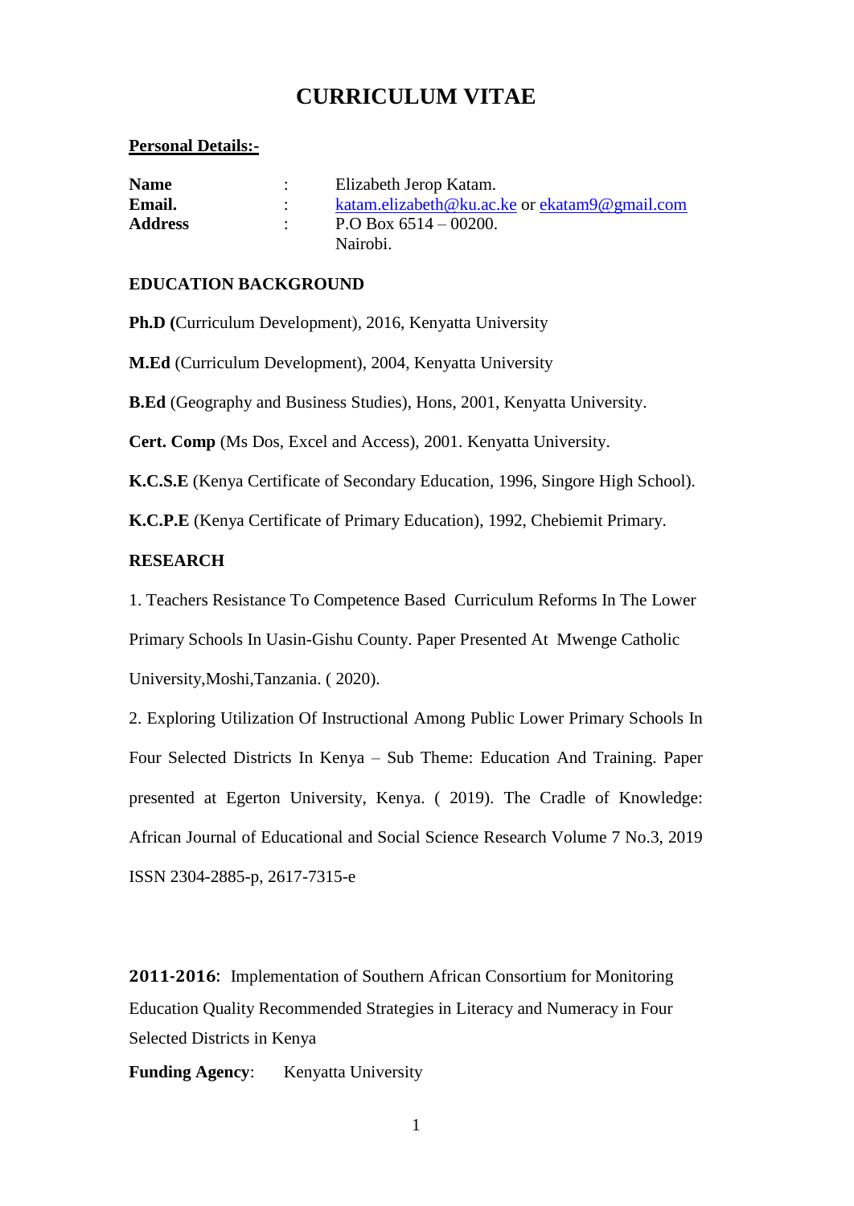# CURRICULUM VITAE

**Personal Details:-**

| | | |
|---|---|---|
| **Name** | : | Elizabeth Jerop Katam. |
| **Email.** | : | katam.elizabeth@ku.ac.ke or ekatam9@gmail.com |
| **Address** | : | P.O Box 6514 – 00200.<br>Nairobi. |

**EDUCATION BACKGROUND**

**Ph.D (**Curriculum Development), 2016, Kenyatta University

**M.Ed** (Curriculum Development), 2004, Kenyatta University

**B.Ed** (Geography and Business Studies), Hons, 2001, Kenyatta University.

**Cert. Comp** (Ms Dos, Excel and Access), 2001. Kenyatta University.

**K.C.S.E** (Kenya Certificate of Secondary Education, 1996, Singore High School).

**K.C.P.E** (Kenya Certificate of Primary Education), 1992, Chebiemit Primary.

**RESEARCH**

1. Teachers Resistance To Competence Based Curriculum Reforms In The Lower Primary Schools In Uasin-Gishu County. Paper Presented At Mwenge Catholic University,Moshi,Tanzania. ( 2020).

2. Exploring Utilization Of Instructional Among Public Lower Primary Schools In Four Selected Districts In Kenya – Sub Theme: Education And Training. Paper presented at Egerton University, Kenya. ( 2019). The Cradle of Knowledge: African Journal of Educational and Social Science Research Volume 7 No.3, 2019 ISSN 2304-2885-p, 2617-7315-e

**2011-2016**: Implementation of Southern African Consortium for Monitoring Education Quality Recommended Strategies in Literacy and Numeracy in Four Selected Districts in Kenya

**Funding Agency**: Kenyatta University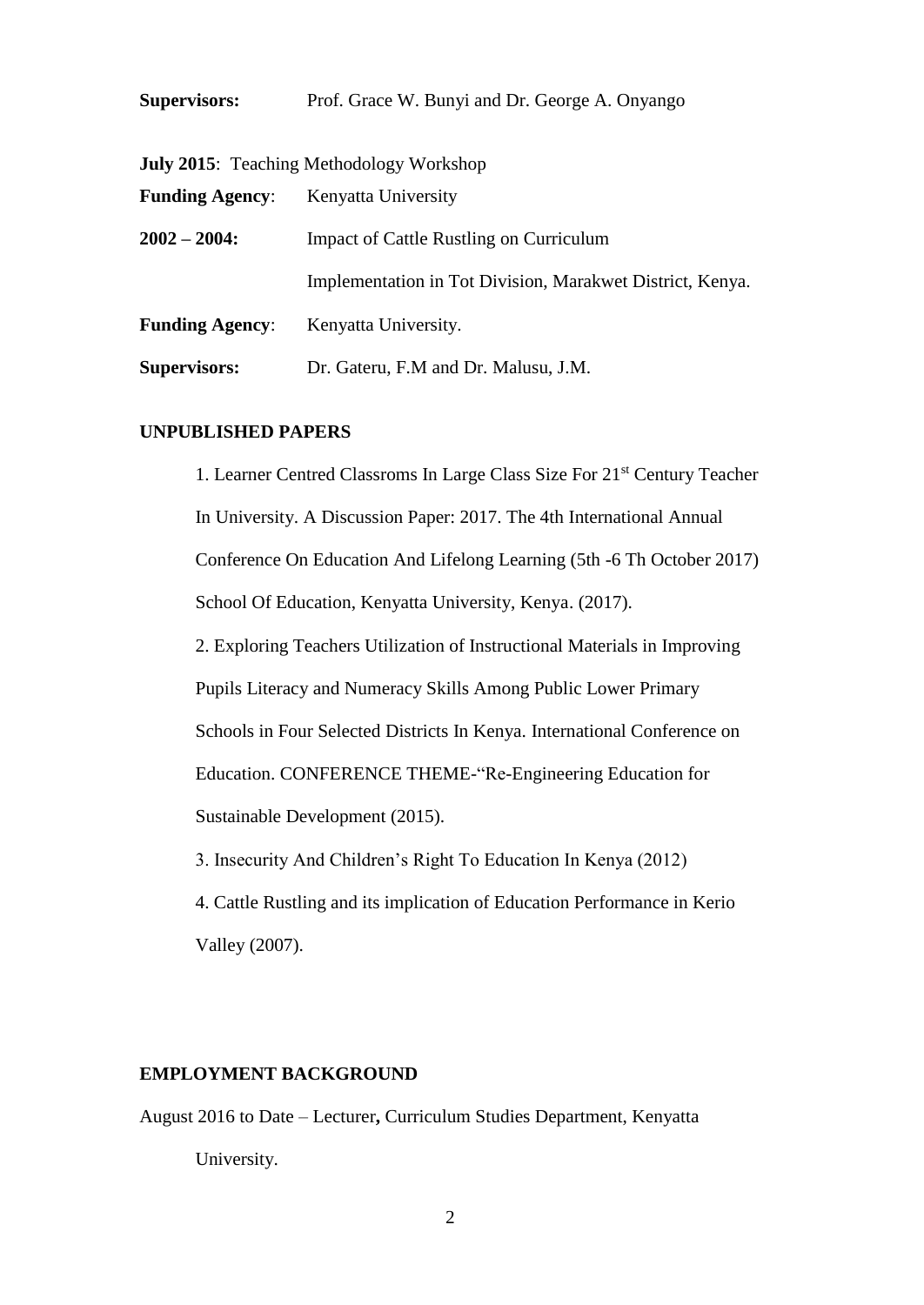**Supervisors:** Prof. Grace W. Bunyi and Dr. George A. Onyango

**July 2015**: Teaching Methodology Workshop

**Funding Agency**: Kenyatta University

**2002 – 2004:** Impact of Cattle Rustling on Curriculum Implementation in Tot Division, Marakwet District, Kenya.

**Funding Agency**: Kenyatta University.

**Supervisors:** Dr. Gateru, F.M and Dr. Malusu, J.M.

**UNPUBLISHED PAPERS**

1. Learner Centred Classroms In Large Class Size For 21st Century Teacher In University. A Discussion Paper: 2017. The 4th International Annual Conference On Education And Lifelong Learning (5th -6 Th October 2017) School Of Education, Kenyatta University, Kenya. (2017).
2. Exploring Teachers Utilization of Instructional Materials in Improving Pupils Literacy and Numeracy Skills Among Public Lower Primary Schools in Four Selected Districts In Kenya. International Conference on Education. CONFERENCE THEME-"Re-Engineering Education for Sustainable Development (2015).
3. Insecurity And Children's Right To Education In Kenya (2012)
4. Cattle Rustling and its implication of Education Performance in Kerio Valley (2007).

**EMPLOYMENT BACKGROUND**

August 2016 to Date – Lecturer**,** Curriculum Studies Department, Kenyatta University.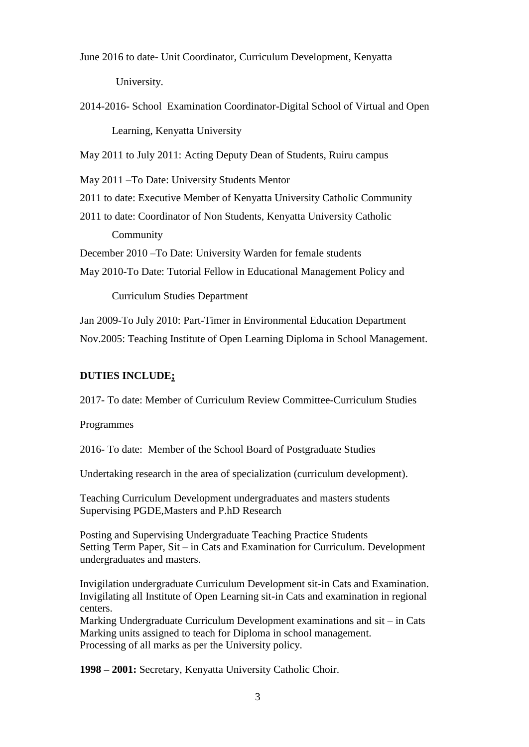June 2016 to date- Unit Coordinator, Curriculum Development, Kenyatta University.

2014-2016- School Examination Coordinator-Digital School of Virtual and Open Learning, Kenyatta University

May 2011 to July 2011: Acting Deputy Dean of Students, Ruiru campus

May 2011 –To Date: University Students Mentor

2011 to date: Executive Member of Kenyatta University Catholic Community

2011 to date: Coordinator of Non Students, Kenyatta University Catholic Community

December 2010 –To Date: University Warden for female students

May 2010-To Date: Tutorial Fellow in Educational Management Policy and Curriculum Studies Department

Jan 2009-To July 2010: Part-Timer in Environmental Education Department

Nov.2005: Teaching Institute of Open Learning Diploma in School Management.

**DUTIES INCLUDE;**

2017- To date: Member of Curriculum Review Committee-Curriculum Studies Programmes

2016- To date: Member of the School Board of Postgraduate Studies

Undertaking research in the area of specialization (curriculum development).

Teaching Curriculum Development undergraduates and masters students
Supervising PGDE,Masters and P.hD Research

Posting and Supervising Undergraduate Teaching Practice Students
Setting Term Paper, Sit – in Cats and Examination for Curriculum. Development undergraduates and masters.

Invigilation undergraduate Curriculum Development sit-in Cats and Examination.
Invigilating all Institute of Open Learning sit-in Cats and examination in regional centers.
Marking Undergraduate Curriculum Development examinations and sit – in Cats
Marking units assigned to teach for Diploma in school management.
Processing of all marks as per the University policy.

**1998 – 2001:** Secretary, Kenyatta University Catholic Choir.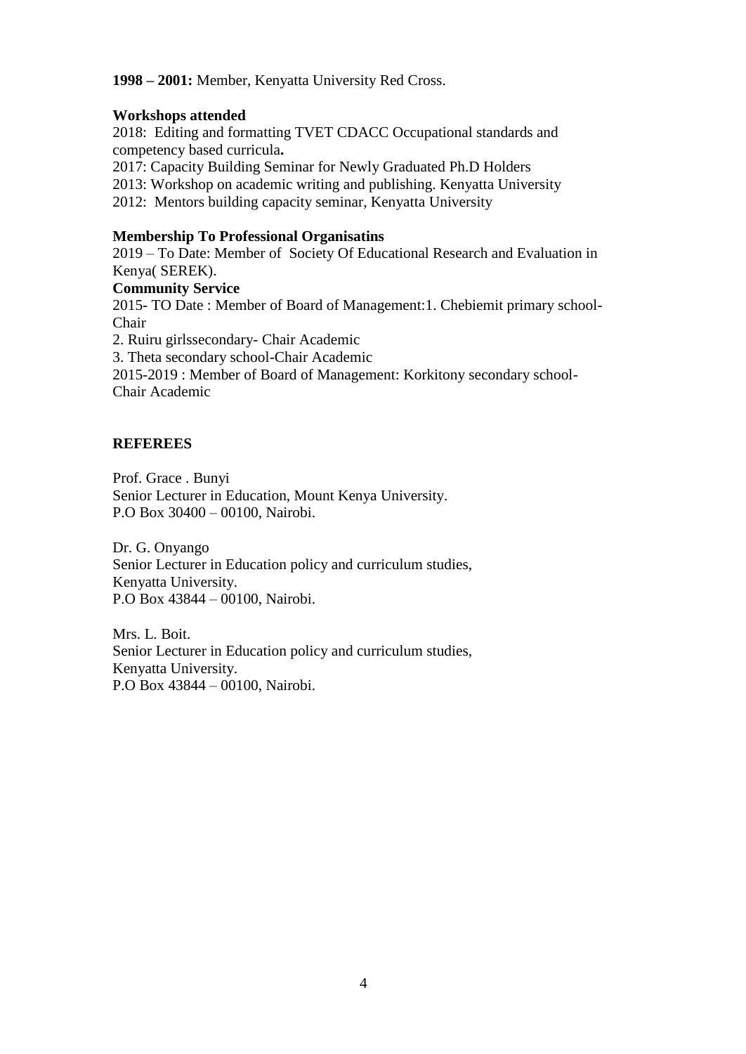**1998 – 2001:** Member, Kenyatta University Red Cross.

**Workshops attended**

2018: Editing and formatting TVET CDACC Occupational standards and competency based curricula**.**

2017: Capacity Building Seminar for Newly Graduated Ph.D Holders

2013: Workshop on academic writing and publishing. Kenyatta University

2012: Mentors building capacity seminar, Kenyatta University

**Membership To Professional Organisatins**

2019 – To Date: Member of Society Of Educational Research and Evaluation in Kenya( SEREK).

**Community Service**

2015- TO Date : Member of Board of Management:1. Chebiemit primary school- Chair

2. Ruiru girlssecondary- Chair Academic

3. Theta secondary school-Chair Academic

2015-2019 : Member of Board of Management: Korkitony secondary school- Chair Academic

**REFEREES**

Prof. Grace . Bunyi
Senior Lecturer in Education, Mount Kenya University.
P.O Box 30400 – 00100, Nairobi.

Dr. G. Onyango
Senior Lecturer in Education policy and curriculum studies,
Kenyatta University.
P.O Box 43844 – 00100, Nairobi.

Mrs. L. Boit.
Senior Lecturer in Education policy and curriculum studies,
Kenyatta University.
P.O Box 43844 – 00100, Nairobi.